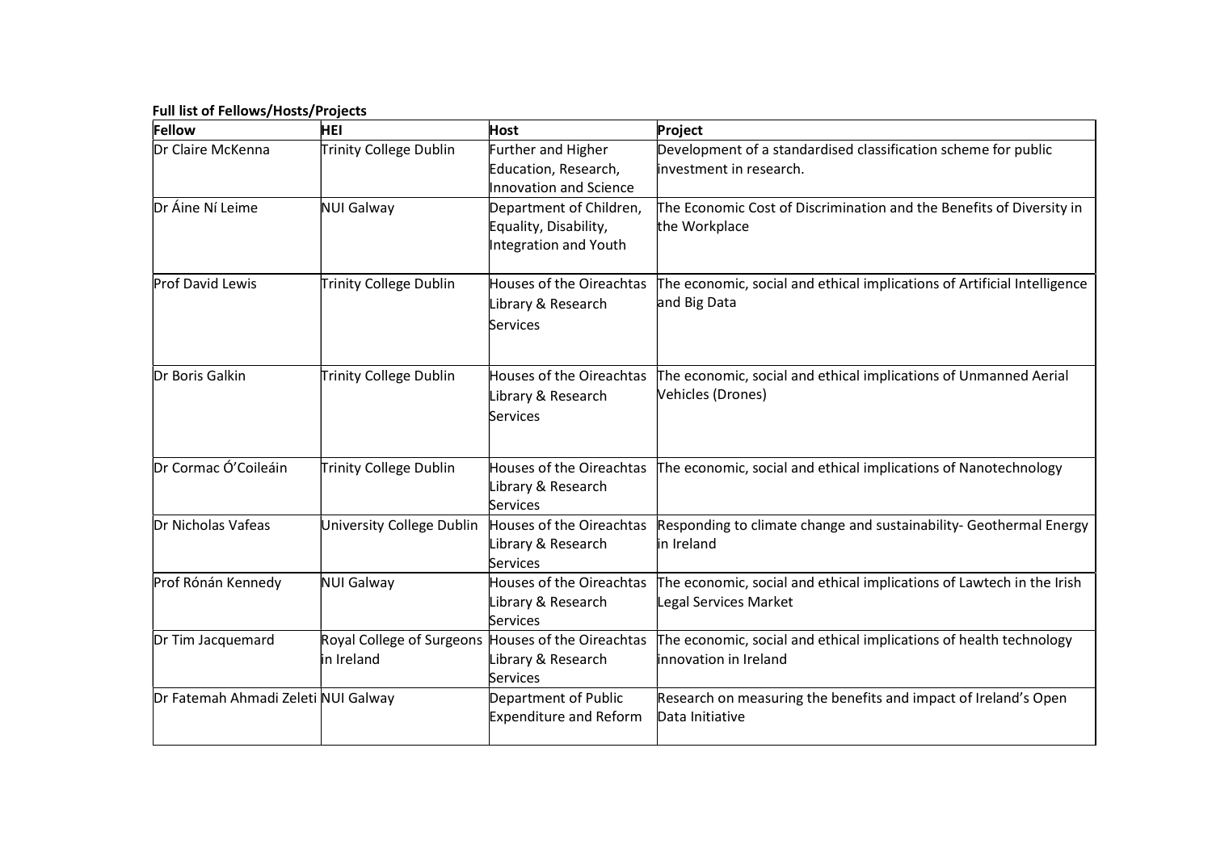**Full list of Fellows/Hosts/Projects**

| Fellow | HEI | Host | Project |
|---|---|---|---|
| Dr Claire McKenna | Trinity College Dublin | Further and Higher Education, Research, Innovation and Science | Development of a standardised classification scheme for public investment in research. |
| Dr Áine Ní Leime | NUI Galway | Department of Children, Equality, Disability, Integration and Youth | The Economic Cost of Discrimination and the Benefits of Diversity in the Workplace |
| Prof David Lewis | Trinity College Dublin | Houses of the Oireachtas Library & Research Services | The economic, social and ethical implications of Artificial Intelligence and Big Data |
| Dr Boris Galkin | Trinity College Dublin | Houses of the Oireachtas Library & Research Services | The economic, social and ethical implications of Unmanned Aerial Vehicles (Drones) |
| Dr Cormac Ó'Coileáin | Trinity College Dublin | Houses of the Oireachtas Library & Research Services | The economic, social and ethical implications of Nanotechnology |
| Dr Nicholas Vafeas | University College Dublin | Houses of the Oireachtas Library & Research Services | Responding to climate change and sustainability- Geothermal Energy in Ireland |
| Prof Rónán Kennedy | NUI Galway | Houses of the Oireachtas Library & Research Services | The economic, social and ethical implications of Lawtech in the Irish Legal Services Market |
| Dr Tim Jacquemard | Royal College of Surgeons in Ireland | Houses of the Oireachtas Library & Research Services | The economic, social and ethical implications of health technology innovation in Ireland |
| Dr Fatemah Ahmadi Zeleti | NUI Galway | Department of Public Expenditure and Reform | Research on measuring the benefits and impact of Ireland's Open Data Initiative |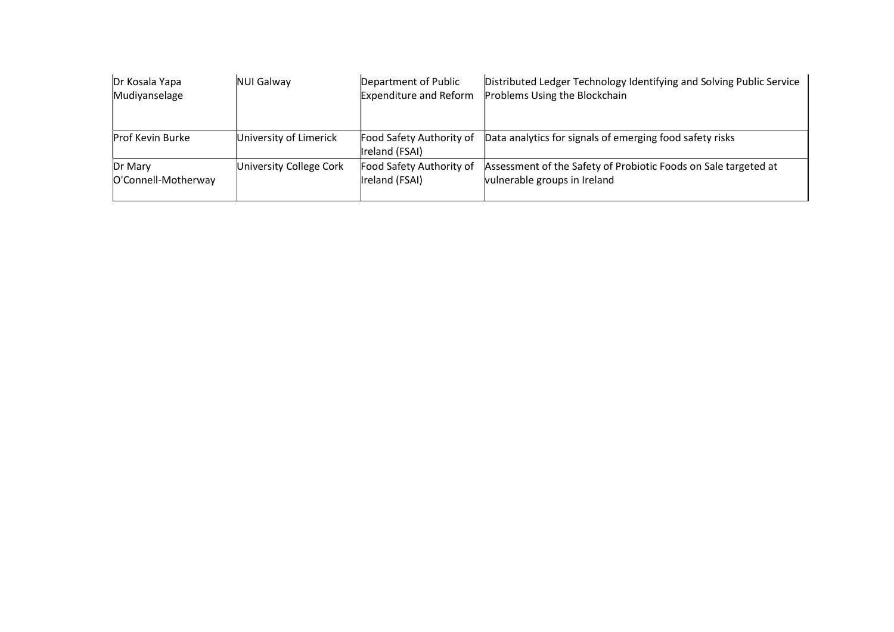| | | | |
|---|---|---|---|
| Dr Kosala Yapa Mudiyanselage | NUI Galway | Department of Public Expenditure and Reform | Distributed Ledger Technology Identifying and Solving Public Service Problems Using the Blockchain |
| Prof Kevin Burke | University of Limerick | Food Safety Authority of Ireland (FSAI) | Data analytics for signals of emerging food safety risks |
| Dr Mary O'Connell-Motherway | University College Cork | Food Safety Authority of Ireland (FSAI) | Assessment of the Safety of Probiotic Foods on Sale targeted at vulnerable groups in Ireland |